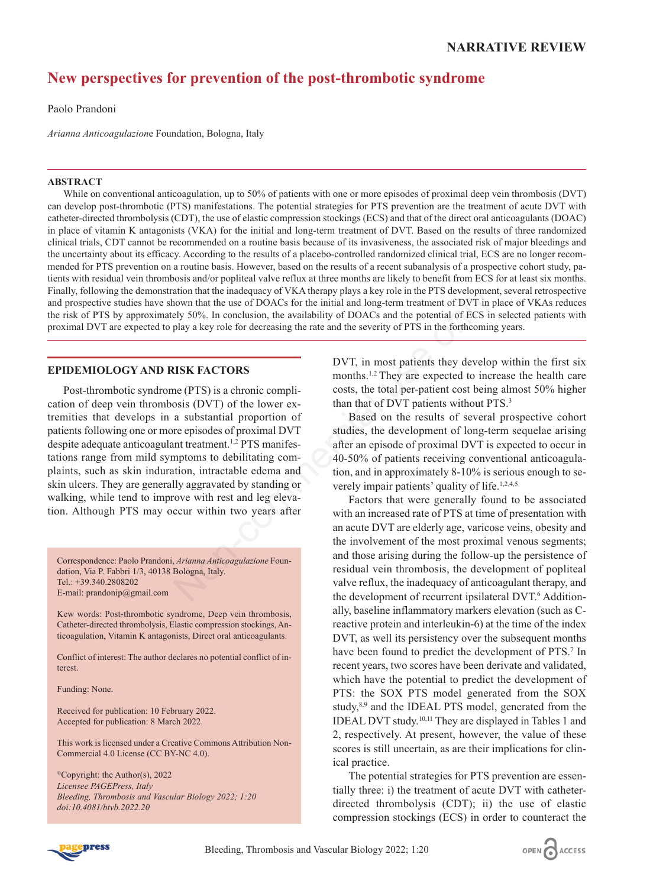NARRATIVE REVIEW

# New perspectives for prevention of the post-thrombotic syndrome

Paolo Prandoni

*Arianna Anticoagulazione* Foundation, Bologna, Italy

## ABSTRACT

While on conventional anticoagulation, up to 50% of patients with one or more episodes of proximal deep vein thrombosis (DVT) can develop post-thrombotic (PTS) manifestations. The potential strategies for PTS prevention are the treatment of acute DVT with catheter-directed thrombolysis (CDT), the use of elastic compression stockings (ECS) and that of the direct oral anticoagulants (DOAC) in place of vitamin K antagonists (VKA) for the initial and long-term treatment of DVT. Based on the results of three randomized clinical trials, CDT cannot be recommended on a routine basis because of its invasiveness, the associated risk of major bleedings and the uncertainty about its efficacy. According to the results of a placebo-controlled randomized clinical trial, ECS are no longer recommended for PTS prevention on a routine basis. However, based on the results of a recent subanalysis of a prospective cohort study, patients with residual vein thrombosis and/or popliteal valve reflux at three months are likely to benefit from ECS for at least six months. Finally, following the demonstration that the inadequacy of VKA therapy plays a key role in the PTS development, several retrospective and prospective studies have shown that the use of DOACs for the initial and long-term treatment of DVT in place of VKAs reduces the risk of PTS by approximately 50%. In conclusion, the availability of DOACs and the potential of ECS in selected patients with proximal DVT are expected to play a key role for decreasing the rate and the severity of PTS in the forthcoming years.

## EPIDEMIOLOGY AND RISK FACTORS

Post-thrombotic syndrome (PTS) is a chronic complication of deep vein thrombosis (DVT) of the lower extremities that develops in a substantial proportion of patients following one or more episodes of proximal DVT despite adequate anticoagulant treatment.[1,2] PTS manifestations range from mild symptoms to debilitating complaints, such as skin induration, intractable edema and skin ulcers. They are generally aggravated by standing or walking, while tend to improve with rest and leg elevation. Although PTS may occur within two years after DVT, in most patients they develop within the first six months.[1,2] They are expected to increase the health care costs, the total per-patient cost being almost 50% higher than that of DVT patients without PTS.[3]

Based on the results of several prospective cohort studies, the development of long-term sequelae arising after an episode of proximal DVT is expected to occur in 40-50% of patients receiving conventional anticoagulation, and in approximately 8-10% is serious enough to severely impair patients' quality of life.[1,2,4,5]

Factors that were generally found to be associated with an increased rate of PTS at time of presentation with an acute DVT are elderly age, varicose veins, obesity and the involvement of the most proximal venous segments; and those arising during the follow-up the persistence of residual vein thrombosis, the development of popliteal valve reflux, the inadequacy of anticoagulant therapy, and the development of recurrent ipsilateral DVT.[6] Additionally, baseline inflammatory markers elevation (such as C-reactive protein and interleukin-6) at the time of the index DVT, as well its persistency over the subsequent months have been found to predict the development of PTS.[7] In recent years, two scores have been derivate and validated, which have the potential to predict the development of PTS: the SOX PTS model generated from the SOX study,[8,9] and the IDEAL PTS model, generated from the IDEAL DVT study.[10,11] They are displayed in Tables 1 and 2, respectively. At present, however, the value of these scores is still uncertain, as are their implications for clinical practice.

The potential strategies for PTS prevention are essentially three: i) the treatment of acute DVT with catheter-directed thrombolysis (CDT); ii) the use of elastic compression stockings (ECS) in order to counteract the

---

Correspondence: Paolo Prandoni, *Arianna Anticoagulazione* Foundation, Via P. Fabbri 1/3, 40138 Bologna, Italy.
Tel.: +39.340.2808202
E-mail: prandonip@gmail.com

Kew words: Post-thrombotic syndrome, Deep vein thrombosis, Catheter-directed thrombolysis, Elastic compression stockings, Anticoagulation, Vitamin K antagonists, Direct oral anticoagulants.

Conflict of interest: The author declares no potential conflict of interest.

Funding: None.

Received for publication: 10 February 2022.
Accepted for publication: 8 March 2022.

This work is licensed under a Creative Commons Attribution Non-Commercial 4.0 License (CC BY-NC 4.0).

©Copyright: the Author(s), 2022
*Licensee PAGEPress, Italy*
*Bleeding, Thrombosis and Vascular Biology 2022; 1:20*
*doi:10.4081/btvb.2022.20*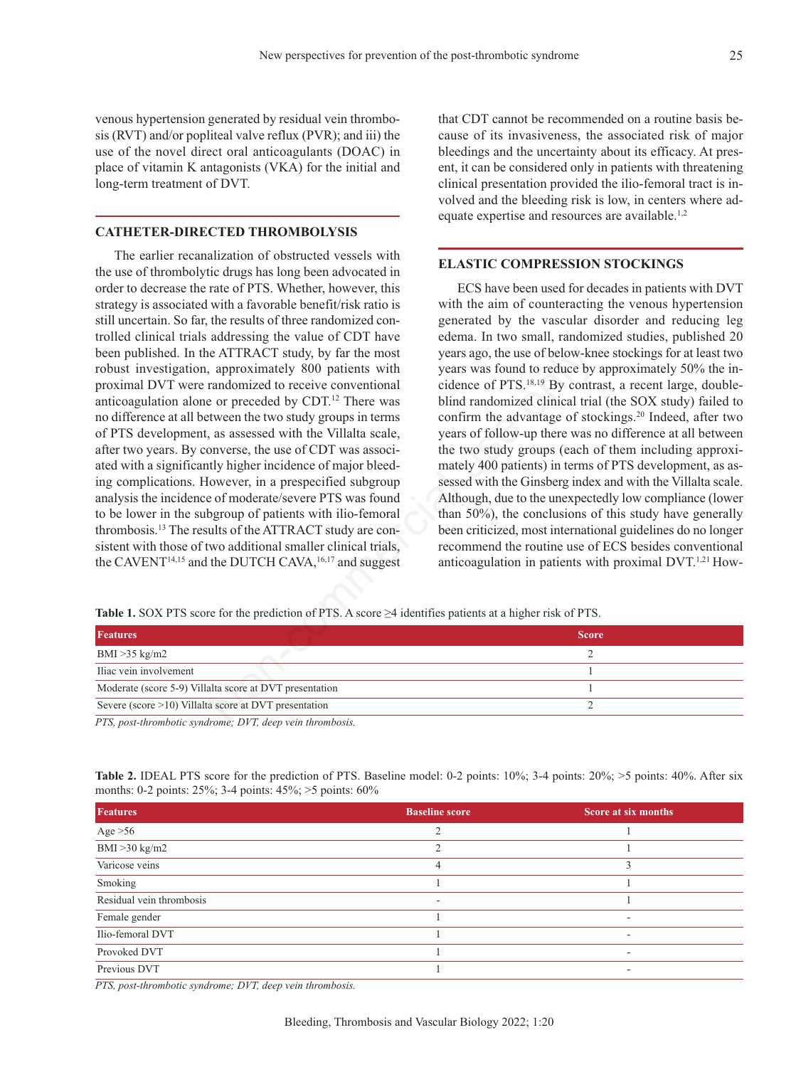venous hypertension generated by residual vein thrombosis (RVT) and/or popliteal valve reflux (PVR); and iii) the use of the novel direct oral anticoagulants (DOAC) in place of vitamin K antagonists (VKA) for the initial and long-term treatment of DVT.

## CATHETER-DIRECTED THROMBOLYSIS

The earlier recanalization of obstructed vessels with the use of thrombolytic drugs has long been advocated in order to decrease the rate of PTS. Whether, however, this strategy is associated with a favorable benefit/risk ratio is still uncertain. So far, the results of three randomized controlled clinical trials addressing the value of CDT have been published. In the ATTRACT study, by far the most robust investigation, approximately 800 patients with proximal DVT were randomized to receive conventional anticoagulation alone or preceded by CDT.[12] There was no difference at all between the two study groups in terms of PTS development, as assessed with the Villalta scale, after two years. By converse, the use of CDT was associated with a significantly higher incidence of major bleeding complications. However, in a prespecified subgroup analysis the incidence of moderate/severe PTS was found to be lower in the subgroup of patients with ilio-femoral thrombosis.[13] The results of the ATTRACT study are consistent with those of two additional smaller clinical trials, the CAVENT[14,15] and the DUTCH CAVA,[16,17] and suggest that CDT cannot be recommended on a routine basis because of its invasiveness, the associated risk of major bleedings and the uncertainty about its efficacy. At present, it can be considered only in patients with threatening clinical presentation provided the ilio-femoral tract is involved and the bleeding risk is low, in centers where adequate expertise and resources are available.[1,2]

## ELASTIC COMPRESSION STOCKINGS

ECS have been used for decades in patients with DVT with the aim of counteracting the venous hypertension generated by the vascular disorder and reducing leg edema. In two small, randomized studies, published 20 years ago, the use of below-knee stockings for at least two years was found to reduce by approximately 50% the incidence of PTS.[18,19] By contrast, a recent large, double-blind randomized clinical trial (the SOX study) failed to confirm the advantage of stockings.[20] Indeed, after two years of follow-up there was no difference at all between the two study groups (each of them including approximately 400 patients) in terms of PTS development, as assessed with the Ginsberg index and with the Villalta scale. Although, due to the unexpectedly low compliance (lower than 50%), the conclusions of this study have generally been criticized, most international guidelines do no longer recommend the routine use of ECS besides conventional anticoagulation in patients with proximal DVT.[1,21] How-

**Table 1.** SOX PTS score for the prediction of PTS. A score ≥4 identifies patients at a higher risk of PTS.

| Features | Score |
|---|---|
| BMI >35 kg/m2 | 2 |
| Iliac vein involvement | 1 |
| Moderate (score 5-9) Villalta score at DVT presentation | 1 |
| Severe (score >10) Villalta score at DVT presentation | 2 |

*PTS, post-thrombotic syndrome; DVT, deep vein thrombosis.*

**Table 2.** IDEAL PTS score for the prediction of PTS. Baseline model: 0-2 points: 10%; 3-4 points: 20%; >5 points: 40%. After six months: 0-2 points: 25%; 3-4 points: 45%; >5 points: 60%

| Features | Baseline score | Score at six months |
|---|---|---|
| Age >56 | 2 | 1 |
| BMI >30 kg/m2 | 2 | 1 |
| Varicose veins | 4 | 3 |
| Smoking | 1 | 1 |
| Residual vein thrombosis | - | 1 |
| Female gender | 1 | - |
| Ilio-femoral DVT | 1 | - |
| Provoked DVT | 1 | - |
| Previous DVT | 1 | - |

*PTS, post-thrombotic syndrome; DVT, deep vein thrombosis.*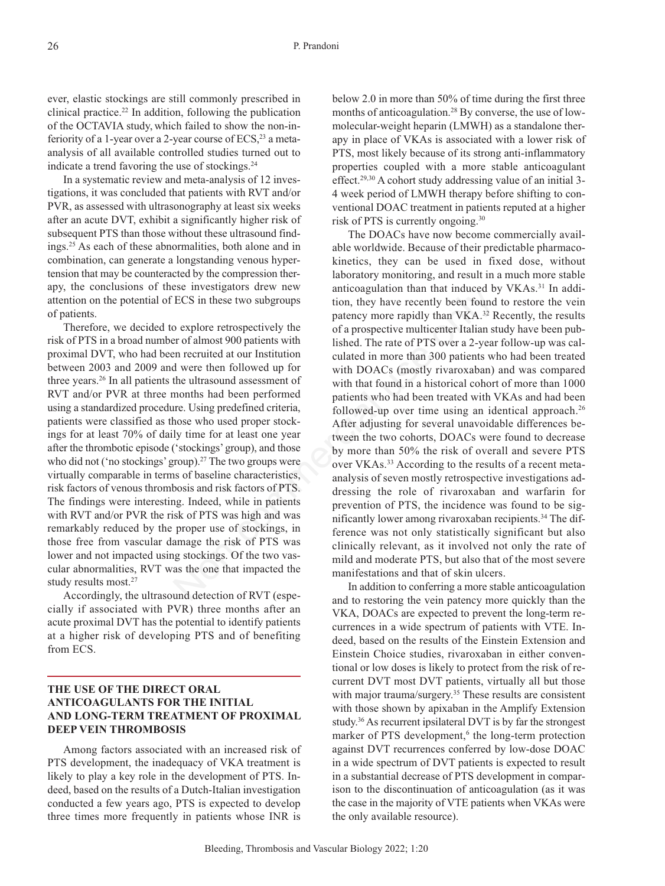ever, elastic stockings are still commonly prescribed in clinical practice.[22] In addition, following the publication of the OCTAVIA study, which failed to show the non-inferiority of a 1-year over a 2-year course of ECS,[23] a meta-analysis of all available controlled studies turned out to indicate a trend favoring the use of stockings.[24]

In a systematic review and meta-analysis of 12 investigations, it was concluded that patients with RVT and/or PVR, as assessed with ultrasonography at least six weeks after an acute DVT, exhibit a significantly higher risk of subsequent PTS than those without these ultrasound findings.[25] As each of these abnormalities, both alone and in combination, can generate a longstanding venous hypertension that may be counteracted by the compression therapy, the conclusions of these investigators drew new attention on the potential of ECS in these two subgroups of patients.

Therefore, we decided to explore retrospectively the risk of PTS in a broad number of almost 900 patients with proximal DVT, who had been recruited at our Institution between 2003 and 2009 and were then followed up for three years.[26] In all patients the ultrasound assessment of RVT and/or PVR at three months had been performed using a standardized procedure. Using predefined criteria, patients were classified as those who used proper stockings for at least 70% of daily time for at least one year after the thrombotic episode ('stockings' group), and those who did not ('no stockings' group).[27] The two groups were virtually comparable in terms of baseline characteristics, risk factors of venous thrombosis and risk factors of PTS. The findings were interesting. Indeed, while in patients with RVT and/or PVR the risk of PTS was high and was remarkably reduced by the proper use of stockings, in those free from vascular damage the risk of PTS was lower and not impacted using stockings. Of the two vascular abnormalities, RVT was the one that impacted the study results most.[27]

Accordingly, the ultrasound detection of RVT (especially if associated with PVR) three months after an acute proximal DVT has the potential to identify patients at a higher risk of developing PTS and of benefiting from ECS.

## THE USE OF THE DIRECT ORAL ANTICOAGULANTS FOR THE INITIAL AND LONG-TERM TREATMENT OF PROXIMAL DEEP VEIN THROMBOSIS

Among factors associated with an increased risk of PTS development, the inadequacy of VKA treatment is likely to play a key role in the development of PTS. Indeed, based on the results of a Dutch-Italian investigation conducted a few years ago, PTS is expected to develop three times more frequently in patients whose INR is below 2.0 in more than 50% of time during the first three months of anticoagulation.[28] By converse, the use of low-molecular-weight heparin (LMWH) as a standalone therapy in place of VKAs is associated with a lower risk of PTS, most likely because of its strong anti-inflammatory properties coupled with a more stable anticoagulant effect.[29,30] A cohort study addressing value of an initial 3-4 week period of LMWH therapy before shifting to conventional DOAC treatment in patients reputed at a higher risk of PTS is currently ongoing.[30]

The DOACs have now become commercially available worldwide. Because of their predictable pharmacokinetics, they can be used in fixed dose, without laboratory monitoring, and result in a much more stable anticoagulation than that induced by VKAs.[31] In addition, they have recently been found to restore the vein patency more rapidly than VKA.[32] Recently, the results of a prospective multicenter Italian study have been published. The rate of PTS over a 2-year follow-up was calculated in more than 300 patients who had been treated with DOACs (mostly rivaroxaban) and was compared with that found in a historical cohort of more than 1000 patients who had been treated with VKAs and had been followed-up over time using an identical approach.[26] After adjusting for several unavoidable differences between the two cohorts, DOACs were found to decrease by more than 50% the risk of overall and severe PTS over VKAs.[33] According to the results of a recent meta-analysis of seven mostly retrospective investigations addressing the role of rivaroxaban and warfarin for prevention of PTS, the incidence was found to be significantly lower among rivaroxaban recipients.[34] The difference was not only statistically significant but also clinically relevant, as it involved not only the rate of mild and moderate PTS, but also that of the most severe manifestations and that of skin ulcers.

In addition to conferring a more stable anticoagulation and to restoring the vein patency more quickly than the VKA, DOACs are expected to prevent the long-term recurrences in a wide spectrum of patients with VTE. Indeed, based on the results of the Einstein Extension and Einstein Choice studies, rivaroxaban in either conventional or low doses is likely to protect from the risk of recurrent DVT most DVT patients, virtually all but those with major trauma/surgery.[35] These results are consistent with those shown by apixaban in the Amplify Extension study.[36] As recurrent ipsilateral DVT is by far the strongest marker of PTS development,[6] the long-term protection against DVT recurrences conferred by low-dose DOAC in a wide spectrum of DVT patients is expected to result in a substantial decrease of PTS development in comparison to the discontinuation of anticoagulation (as it was the case in the majority of VTE patients when VKAs were the only available resource).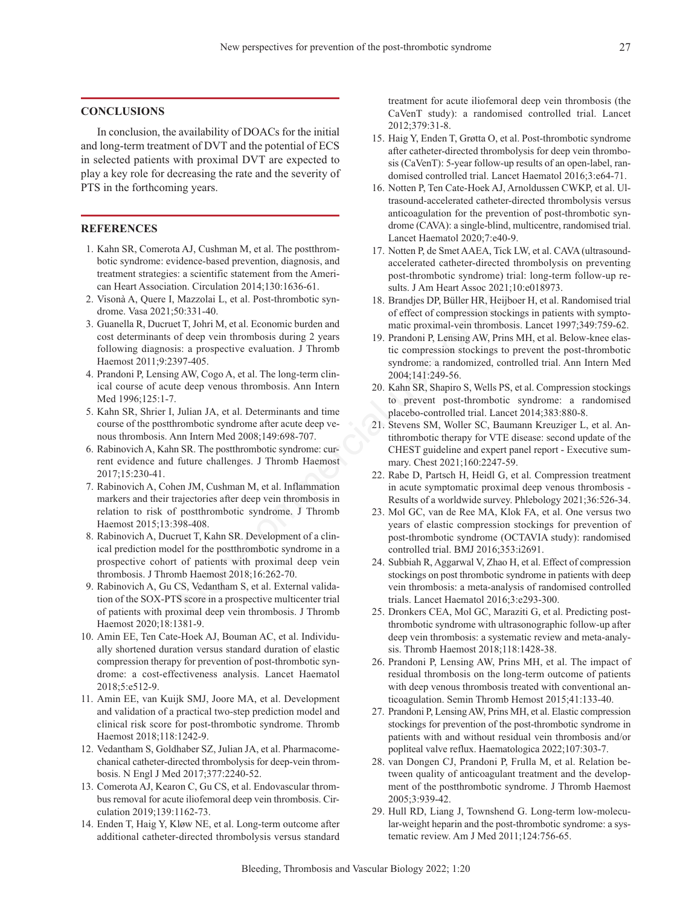## CONCLUSIONS

In conclusion, the availability of DOACs for the initial and long-term treatment of DVT and the potential of ECS in selected patients with proximal DVT are expected to play a key role for decreasing the rate and the severity of PTS in the forthcoming years.

## REFERENCES

1. Kahn SR, Comerota AJ, Cushman M, et al. The postthrombotic syndrome: evidence-based prevention, diagnosis, and treatment strategies: a scientific statement from the American Heart Association. Circulation 2014;130:1636-61.
2. Visonà A, Quere I, Mazzolai L, et al. Post-thrombotic syndrome. Vasa 2021;50:331-40.
3. Guanella R, Ducruet T, Johri M, et al. Economic burden and cost determinants of deep vein thrombosis during 2 years following diagnosis: a prospective evaluation. J Thromb Haemost 2011;9:2397-405.
4. Prandoni P, Lensing AW, Cogo A, et al. The long-term clinical course of acute deep venous thrombosis. Ann Intern Med 1996;125:1-7.
5. Kahn SR, Shrier I, Julian JA, et al. Determinants and time course of the postthrombotic syndrome after acute deep venous thrombosis. Ann Intern Med 2008;149:698-707.
6. Rabinovich A, Kahn SR. The postthrombotic syndrome: current evidence and future challenges. J Thromb Haemost 2017;15:230-41.
7. Rabinovich A, Cohen JM, Cushman M, et al. Inflammation markers and their trajectories after deep vein thrombosis in relation to risk of postthrombotic syndrome. J Thromb Haemost 2015;13:398-408.
8. Rabinovich A, Ducruet T, Kahn SR. Development of a clinical prediction model for the postthrombotic syndrome in a prospective cohort of patients with proximal deep vein thrombosis. J Thromb Haemost 2018;16:262-70.
9. Rabinovich A, Gu CS, Vedantham S, et al. External validation of the SOX-PTS score in a prospective multicenter trial of patients with proximal deep vein thrombosis. J Thromb Haemost 2020;18:1381-9.
10. Amin EE, Ten Cate-Hoek AJ, Bouman AC, et al. Individually shortened duration versus standard duration of elastic compression therapy for prevention of post-thrombotic syndrome: a cost-effectiveness analysis. Lancet Haematol 2018;5:e512-9.
11. Amin EE, van Kuijk SMJ, Joore MA, et al. Development and validation of a practical two-step prediction model and clinical risk score for post-thrombotic syndrome. Thromb Haemost 2018;118:1242-9.
12. Vedantham S, Goldhaber SZ, Julian JA, et al. Pharmacomechanical catheter-directed thrombolysis for deep-vein thrombosis. N Engl J Med 2017;377:2240-52.
13. Comerota AJ, Kearon C, Gu CS, et al. Endovascular thrombus removal for acute iliofemoral deep vein thrombosis. Circulation 2019;139:1162-73.
14. Enden T, Haig Y, Kløw NE, et al. Long-term outcome after additional catheter-directed thrombolysis versus standard treatment for acute iliofemoral deep vein thrombosis (the CaVenT study): a randomised controlled trial. Lancet 2012;379:31-8.
15. Haig Y, Enden T, Grøtta O, et al. Post-thrombotic syndrome after catheter-directed thrombolysis for deep vein thrombosis (CaVenT): 5-year follow-up results of an open-label, randomised controlled trial. Lancet Haematol 2016;3:e64-71.
16. Notten P, Ten Cate-Hoek AJ, Arnoldussen CWKP, et al. Ultrasound-accelerated catheter-directed thrombolysis versus anticoagulation for the prevention of post-thrombotic syndrome (CAVA): a single-blind, multicentre, randomised trial. Lancet Haematol 2020;7:e40-9.
17. Notten P, de Smet AAEA, Tick LW, et al. CAVA (ultrasound-accelerated catheter-directed thrombolysis on preventing post-thrombotic syndrome) trial: long-term follow-up results. J Am Heart Assoc 2021;10:e018973.
18. Brandjes DP, Büller HR, Heijboer H, et al. Randomised trial of effect of compression stockings in patients with symptomatic proximal-vein thrombosis. Lancet 1997;349:759-62.
19. Prandoni P, Lensing AW, Prins MH, et al. Below-knee elastic compression stockings to prevent the post-thrombotic syndrome: a randomized, controlled trial. Ann Intern Med 2004;141:249-56.
20. Kahn SR, Shapiro S, Wells PS, et al. Compression stockings to prevent post-thrombotic syndrome: a randomised placebo-controlled trial. Lancet 2014;383:880-8.
21. Stevens SM, Woller SC, Baumann Kreuziger L, et al. Antithrombotic therapy for VTE disease: second update of the CHEST guideline and expert panel report - Executive summary. Chest 2021;160:2247-59.
22. Rabe D, Partsch H, Heidl G, et al. Compression treatment in acute symptomatic proximal deep venous thrombosis - Results of a worldwide survey. Phlebology 2021;36:526-34.
23. Mol GC, van de Ree MA, Klok FA, et al. One versus two years of elastic compression stockings for prevention of post-thrombotic syndrome (OCTAVIA study): randomised controlled trial. BMJ 2016;353:i2691.
24. Subbiah R, Aggarwal V, Zhao H, et al. Effect of compression stockings on post thrombotic syndrome in patients with deep vein thrombosis: a meta-analysis of randomised controlled trials. Lancet Haematol 2016;3:e293-300.
25. Dronkers CEA, Mol GC, Maraziti G, et al. Predicting post-thrombotic syndrome with ultrasonographic follow-up after deep vein thrombosis: a systematic review and meta-analysis. Thromb Haemost 2018;118:1428-38.
26. Prandoni P, Lensing AW, Prins MH, et al. The impact of residual thrombosis on the long-term outcome of patients with deep venous thrombosis treated with conventional anticoagulation. Semin Thromb Hemost 2015;41:133-40.
27. Prandoni P, Lensing AW, Prins MH, et al. Elastic compression stockings for prevention of the post-thrombotic syndrome in patients with and without residual vein thrombosis and/or popliteal valve reflux. Haematologica 2022;107:303-7.
28. van Dongen CJ, Prandoni P, Frulla M, et al. Relation between quality of anticoagulant treatment and the development of the postthrombotic syndrome. J Thromb Haemost 2005;3:939-42.
29. Hull RD, Liang J, Townshend G. Long-term low-molecular-weight heparin and the post-thrombotic syndrome: a systematic review. Am J Med 2011;124:756-65.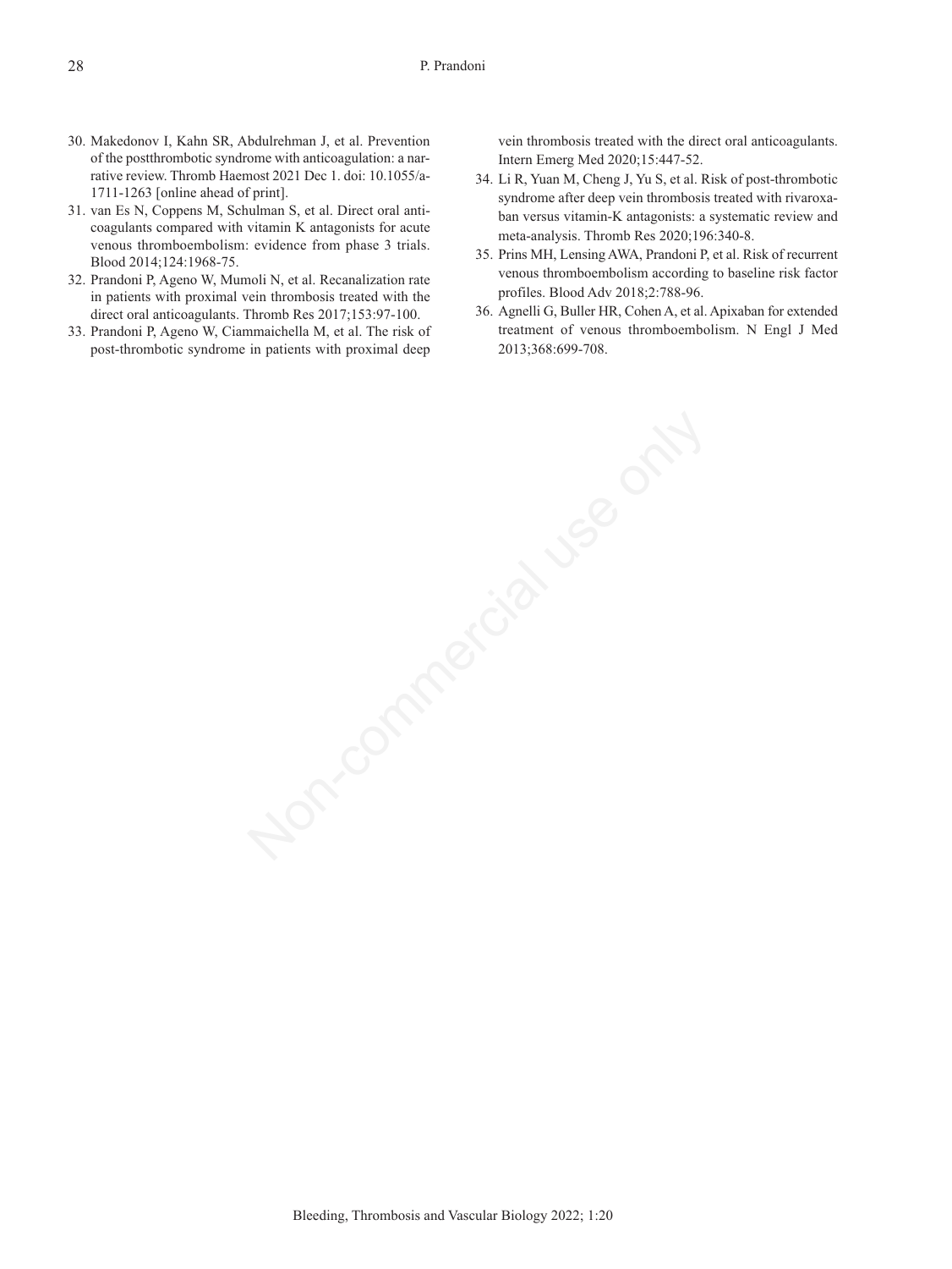30. Makedonov I, Kahn SR, Abdulrehman J, et al. Prevention of the postthrombotic syndrome with anticoagulation: a narrative review. Thromb Haemost 2021 Dec 1. doi: 10.1055/a-1711-1263 [online ahead of print].
31. van Es N, Coppens M, Schulman S, et al. Direct oral anticoagulants compared with vitamin K antagonists for acute venous thromboembolism: evidence from phase 3 trials. Blood 2014;124:1968-75.
32. Prandoni P, Ageno W, Mumoli N, et al. Recanalization rate in patients with proximal vein thrombosis treated with the direct oral anticoagulants. Thromb Res 2017;153:97-100.
33. Prandoni P, Ageno W, Ciammaichella M, et al. The risk of post-thrombotic syndrome in patients with proximal deep vein thrombosis treated with the direct oral anticoagulants. Intern Emerg Med 2020;15:447-52.
34. Li R, Yuan M, Cheng J, Yu S, et al. Risk of post-thrombotic syndrome after deep vein thrombosis treated with rivaroxaban versus vitamin-K antagonists: a systematic review and meta-analysis. Thromb Res 2020;196:340-8.
35. Prins MH, Lensing AWA, Prandoni P, et al. Risk of recurrent venous thromboembolism according to baseline risk factor profiles. Blood Adv 2018;2:788-96.
36. Agnelli G, Buller HR, Cohen A, et al. Apixaban for extended treatment of venous thromboembolism. N Engl J Med 2013;368:699-708.